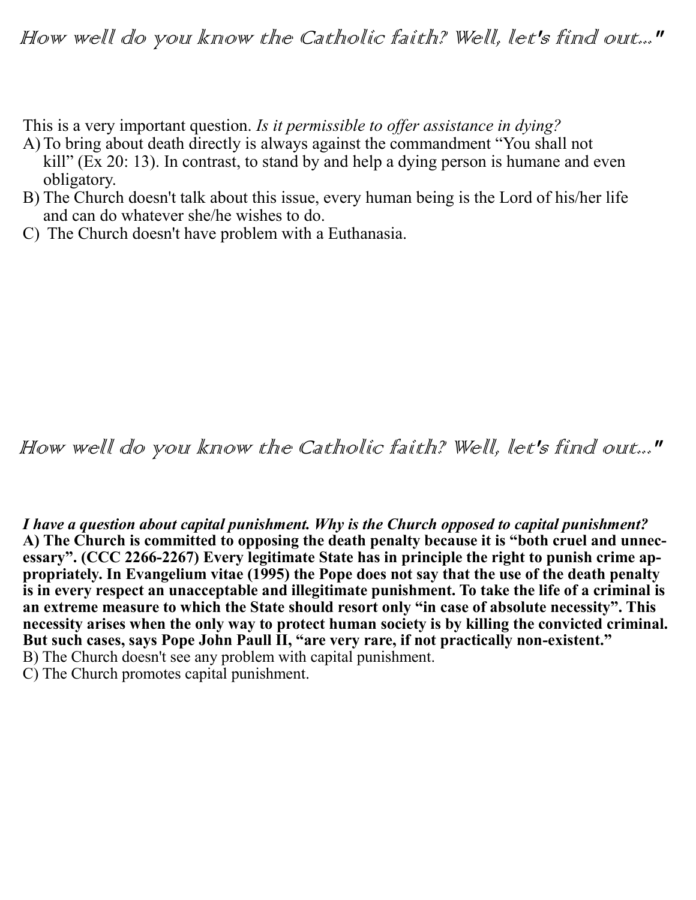*How well do you know the Catholic faith? Well, let's find out..."*

This is a very important question. *Is it permissible to offer assistance in dying?*

A) To bring about death directly is always against the commandment "You shall not kill" (Ex 20: 13). In contrast, to stand by and help a dying person is humane and even obligatory.
B) The Church doesn't talk about this issue, every human being is the Lord of his/her life and can do whatever she/he wishes to do.
C) The Church doesn't have problem with a Euthanasia.

*How well do you know the Catholic faith? Well, let's find out..."*

***I have a question about capital punishment. Why is the Church opposed to capital punishment?***

**A) The Church is committed to opposing the death penalty because it is "both cruel and unnecessary". (CCC 2266-2267) Every legitimate State has in principle the right to punish crime appropriately. In Evangelium vitae (1995) the Pope does not say that the use of the death penalty is in every respect an unacceptable and illegitimate punishment. To take the life of a criminal is an extreme measure to which the State should resort only "in case of absolute necessity". This necessity arises when the only way to protect human society is by killing the convicted criminal. But such cases, says Pope John Paull II, "are very rare, if not practically non-existent."**
B) The Church doesn't see any problem with capital punishment.
C) The Church promotes capital punishment.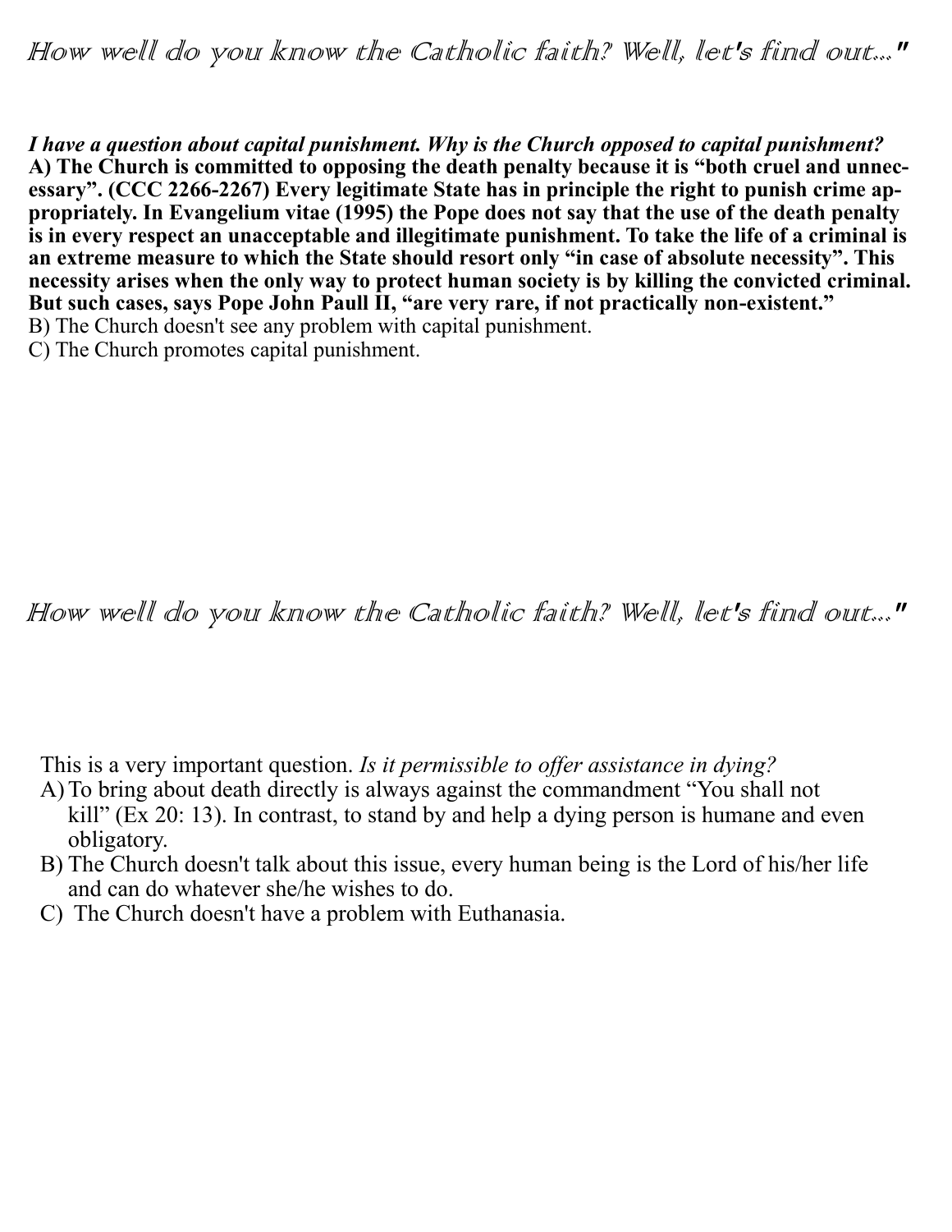*How well do you know the Catholic faith? Well, let's find out..."*

***I have a question about capital punishment. Why is the Church opposed to capital punishment?***

**A) The Church is committed to opposing the death penalty because it is "both cruel and unnecessary". (CCC 2266-2267) Every legitimate State has in principle the right to punish crime appropriately. In Evangelium vitae (1995) the Pope does not say that the use of the death penalty is in every respect an unacceptable and illegitimate punishment. To take the life of a criminal is an extreme measure to which the State should resort only "in case of absolute necessity". This necessity arises when the only way to protect human society is by killing the convicted criminal. But such cases, says Pope John Paull II, "are very rare, if not practically non-existent."**

B) The Church doesn't see any problem with capital punishment.

C) The Church promotes capital punishment.

*How well do you know the Catholic faith? Well, let's find out..."*

This is a very important question. *Is it permissible to offer assistance in dying?*

A) To bring about death directly is always against the commandment "You shall not kill" (Ex 20: 13). In contrast, to stand by and help a dying person is humane and even obligatory.

B) The Church doesn't talk about this issue, every human being is the Lord of his/her life and can do whatever she/he wishes to do.

C) The Church doesn't have a problem with Euthanasia.